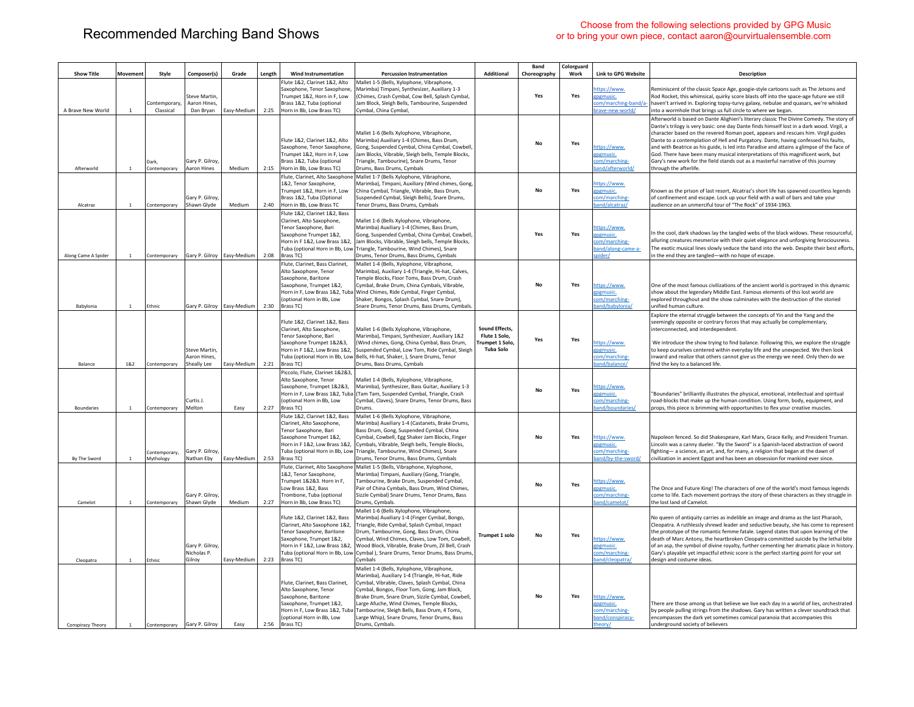# Recommended Marching Band Shows

Choose from the following selections provided by GPG Music
or to bring your own piece, contact aaron@ourvirtualensemble.com

| Show Title | Movement | Style | Composer(s) | Grade | Length | Wind Instrumentation | Percussion Instrumentation | Additional | Band Choreography | Colorguard Work | Link to GPG Website | Description |
|---|---|---|---|---|---|---|---|---|---|---|---|---|
| A Brave New World | 1 | Contemporary, Classical | Steve Martin, Aaron Hines, Dan Bryan | Easy-Medium | 2:25 | Flute 1&2, Clarinet 1&2, Alto Saxophone, Tenor Saxophone, Trumpet 1&2, Horn in F, Low Brass 1&2, Tuba (optional Horn in Bb, Low Brass TC) | Mallet 1-5 (Bells, Xylophone, Vibraphone, Marimba) Timpani, Synthesizer, Auxiliary 1-3 (Chimes, Crash Cymbal, Cow Bell, Splash Cymbal, Jam Block, Sleigh Bells, Tambourine, Suspended Cymbal, China Cymbal, | | Yes | Yes | https://www.gpgmusic.com/marching-band/a-brave-new-world/ | Reminiscent of the classic Space Age, googie-style cartoons such as The Jetsons and Rod Rocket, this whimsical, quirky score blasts off into the space-age future we still haven't arrived in. Exploring topsy-turvy galaxy, nebulae and quasars, we're whisked into a wormhole that brings us full circle to where we began. |
| Afterworld | 1 | Dark, Contemporary | Gary P. Gilroy, Aaron Hines | Medium | 2:15 | Flute 1&2, Clarinet 1&2, Alto Saxophone, Tenor Saxophone, Trumpet 1&2, Horn in F, Low Brass 1&2, Tuba (optional Horn in Bb, Low Brass TC) | Mallet 1-6 (Bells Xylophone, Vibraphone, Marimba) Auxiliary 1-4 (Chimes, Bass Drum, Gong, Suspended Cymbal, China Cymbal, Cowbell, Jam Blocks, Vibrable, Sleigh bells, Temple Blocks, Triangle, Tambourine), Snare Drums, Tenor Drums, Bass Drums, Cymbals | | No | Yes | https://www.gpgmusic.com/marching-band/afterworld/ | Afterworld is based on Dante Alighieri's literary classic The Divine Comedy. The story of Dante's trilogy is very basic: one day Dante finds himself lost in a dark wood. Virgil, a character based on the revered Roman poet, appears and rescues him. Virgil guides Dante to a contemplation of Hell and Purgatory. Dante, having confessed his faults, and with Beatrice as his guide, is led into Paradise and attains a glimpse of the face of God. There have been many musical interpretations of this magnificent work, but Gary's new work for the field stands out as a masterful narrative of this journey through the afterlife. |
| Alcatraz | 1 | Contemporary | Gary P. Gilroy, Shawn Glyde | Medium | 2:40 | Flute, Clarinet, Alto Saxophone 1&2, Tenor Saxophone, Trumpet 1&2, Horn in F, Low Brass 1&2, Tuba (Optional Horn in Bb, Low Brass TC | Mallet 1-7 (Bells Xylophone, Vibraphone, Marimba), Timpani, Auxiliary (Wind chimes, Gong, China Cymbal, Triangle, Vibrable, Bass Drum, Suspended Cymbal, Sleigh Bells), Snare Drums, Tenor Drums, Bass Drums, Cymbals | | No | Yes | https://www.gpgmusic.com/marching-band/alcatraz/ | Known as the prison of last resort, Alcatraz's short life has spawned countless legends of confinement and escape. Lock up your field with a wall of bars and take your audience on an unmerciful tour of "The Rock" of 1934-1963. |
| Along Came A Spider | 1 | Contemporary | Gary P. Gilroy | Easy-Medium | 2:08 | Flute 1&2, Clarinet 1&2, Bass Clarinet, Alto Saxophone, Tenor Saxophone, Bari Saxophone Trumpet 1&2, Horn in F 1&2, Low Brass 1&2, Tuba (optional Horn in Bb, Low Brass TC) | Mallet 1-6 (Bells Xylophone, Vibraphone, Marimba) Auxiliary 1-4 (Chimes, Bass Drum, Gong, Suspended Cymbal, China Cymbal, Cowbell, Jam Blocks, Vibrable, Sleigh bells, Temple Blocks, Triangle, Tambourine, Wind Chimes), Snare Drums, Tenor Drums, Bass Drums, Cymbals | | Yes | Yes | https://www.gpgmusic.com/marching-band/along-came-a-spider/ | In the cool, dark shadows lay the tangled webs of the black widows. These resourceful, alluring creatures mesmerize with their quiet elegance and unforgiving ferociousness. The exotic musical lines slowly seduce the band into the web. Despite their best efforts, in the end they are tangled—with no hope of escape. |
| Babylonia | 1 | Ethnic | Gary P. Gilroy | Easy-Medium | 2:30 | Flute, Clarinet, Bass Clarinet, Alto Saxophone, Tenor Saxophone, Baritone Saxophone, Trumpet 1&2, Horn in F, Low Brass 1&2, Tuba (optional Horn in Bb, Low Brass TC) | Mallet 1-4 (Bells, Xylophone, Vibraphone, Marimba), Auxiliary 1-4 (Triangle, Hi-hat, Calves, Temple Blocks, Floor Toms, Bass Drum, Crash Cymbal, Brake Drum, China Cymbals, Vibrable, Wind Chimes, Ride Cymbal, Finger Cymbal, Shaker, Bongos, Splash Cymbal, Snare Drum), Snare Drums, Tenor Drums, Bass Drums, Cymbals. | | No | Yes | https://www.gpgmusic.com/marching-band/babylonia/ | One of the most famous civilizations of the ancient world is portrayed in this dynamic show about the legendary Middle East. Famous elements of this lost world are explored throughout and the show culminates with the destruction of the storied unified human culture. |
| Balance | 1&2 | Contemporary | Steve Martin, Aaron Hines, Sheally Lee | Easy-Medium | 2:21 | Flute 1&2, Clarinet 1&2, Bass Clarinet, Alto Saxophone, Tenor Saxophone, Bari Saxophone Trumpet 1&2&3, Horn in F 1&2, Low Brass 1&2, Tuba (optional Horn in Bb, Low Brass TC) | Mallet 1-6 (Bells Xylophone, Vibraphone, Marimba), Timpani, Synthesizer, Auxiliary 1&2 (Wind chimes, Gong, China Cymbal, Bass Drum, Suspended Cymbal, Low Tom, Ride Cymbal, Sleigh Bells, Hi-hat, Shaker, ), Snare Drum, Tenor Drums, Bass Drums, Cymbals | **Sound Effects, Flute 1 Solo, Trumpet 1 Solo, Tuba Solo** | Yes | Yes | https://www.gpgmusic.com/marching-band/balance/ | Explore the eternal struggle between the concepts of Yin and the Yang and the seemingly opposite or contrary forces that may actually be complementary, interconnected, and interdependent. We introduce the show trying to find balance. Following this, we explore the struggle to keep ourselves centered within everyday life and the unexpected. We then look inward and realize that others cannot give us the energy we need. Only then do we find the key to a balanced life. |
| Boundaries | 1 | Contemporary | Curtis J. Melton | Easy | 2:27 | Piccolo, Flute, Clarinet 1&2&3, Alto Saxophone, Tenor Saxophone, Trumpet 1&2&3, Horn in F, Low Brass 1&2, Tuba (optional Horn in Bb, Low Brass TC) | Mallet 1-4 (Bells, Xylophone, Vibraphone, Marimba), Synthesizer, Bass Guitar, Auxiliary 1-3 (Tam Tam, Suspended Cymbal, Triangle, Crash Cymbal, Claves), Snare Drums, Tenor Drums, Bass Drums. | | No | Yes | https://www.gpgmusic.com/marching-band/boundaries/ | "Boundaries" brilliantly illustrates the physical, emotional, intellectual and spiritual road-blocks that make up the human condition. Using form, body, equipment, and props, this piece is brimming with opportunities to flex your creative muscles. |
| By The Sword | 1 | Contemporary, Mythology | Gary P. Gilroy, Nathan Eby | Easy-Medium | 2:53 | Flute 1&2, Clarinet 1&2, Bass Clarinet, Alto Saxophone, Tenor Saxophone, Bari Saxophone Trumpet 1&2, Horn in F 1&2, Low Brass 1&2, Tuba (optional Horn in Bb, Low Brass TC) | Mallet 1-6 (Bells Xylophone, Vibraphone, Marimba) Auxiliary 1-4 (Castanets, Brake Drums, Bass Drum, Gong, Suspended Cymbal, China Cymbal, Cowbell, Egg Shaker Jam Blocks, Finger Cymbals, Vibrable, Sleigh bells, Temple Blocks, Triangle, Tambourine, Wind Chimes), Snare Drums, Tenor Drums, Bass Drums, Cymbals | | No | Yes | https://www.gpgmusic.com/marching-band/by-the-sword/ | Napoleon fenced. So did Shakespeare, Karl Marx, Grace Kelly, and President Truman. Lincoln was a canny dueler. "By the Sword" is a Spanish-laced abstraction of sword fighting— a science, an art, and, for many, a religion that began at the dawn of civilization in ancient Egypt and has been an obsession for mankind ever since. |
| Camelot | 1 | Contemporary | Gary P. Gilroy, Shawn Glyde | Medium | 2:27 | Flute, Clarinet, Alto Saxophone 1&2, Tenor Saxophone, Trumpet 1&2&3. Horn in F, Low Brass 1&2, Bass Trombone, Tuba (optional Horn in Bb, Low Brass TC) | Mallet 1-5 (Bells, Vibraphone, Xylophone, Marimba) Timpani, Auxiliary (Gong, Triangle, Tambourine, Brake Drum, Suspended Cymbal, Pair of China Cymbals, Bass Drum, Wind Chimes, Sizzle Cymbal) Snare Drums, Tenor Drums, Bass Drums, Cymbals. | | No | Yes | https://www.gpgmusic.com/marching-band/camelot/ | The Once and Future King! The characters of one of the world's most famous legends come to life. Each movement portrays the story of these characters as they struggle in the lost land of Camelot. |
| Cleopatra | 1 | Ethnic | Gary P. Gilroy, Nicholas P. Gilroy | Easy-Medium | 2:23 | Flute 1&2, Clarinet 1&2, Bass Clarinet, Alto Saxophone 1&2, Tenor Saxophone, Baritone Saxophone, Trumpet 1&2, Horn in F 1&2, Low Brass 1&2, Tuba (optional Horn in Bb, Low Brass TC) | Mallet 1-6 (Bells Xylophone, Vibraphone, Marimba) Auxiliary 1-4 (Finger Cymbal, Bongo, Triangle, Ride Cymbal, Splash Cymbal, Impact Drum, Tambourine, Gong, Bass Drum, China Cymbal, Wind Chimes, Claves, Low Tom, Cowbell, Wood Block, Vibrable, Brake Drum, Zil Bell, Crash Cymbal ), Snare Drums, Tenor Drums, Bass Drums, Cymbals | Trumpet 1 solo | No | Yes | https://www.gpgmusic.com/marching-band/cleopatra/ | No queen of antiquity carries as indelible an image and drama as the last Pharaoh, Cleopatra. A ruthlessly shrewd leader and seductive beauty, she has come to represent the prototype of the romantic femme fatale. Legend states that upon learning of the death of Marc Antony, the heartbroken Cleopatra committed suicide by the lethal bite of an asp, the symbol of divine royalty, further cementing her dramatic place in history. Gary's playable yet impactful ethnic score is the perfect starting point for your set design and costume ideas. |
| Conspiracy Theory | 1 | Contemporary | Gary P. Gilroy | Easy | 2:56 | Flute, Clarinet, Bass Clarinet, Alto Saxophone, Tenor Saxophone, Baritone Saxophone, Trumpet 1&2, Horn in F, Low Brass 1&2, Tuba (optional Horn in Bb, Low Brass TC) | Mallet 1-4 (Bells, Xylophone, Vibraphone, Marimba), Auxiliary 1-4 (Triangle, Hi-hat, Ride Cymbal, Vibrable, Claves, Splash Cymbal, China Cymbal, Bongos, Floor Tom, Gong, Jam Block, Brake Drum, Snare Drum, Sizzle Cymbal, Cowbell, Large Afuche, Wind Chimes, Temple Blocks, Tambourine, Sleigh Bells, Bass Drum, 4 Toms, Large Whip), Snare Drums, Tenor Drums, Bass Drums, Cymbals. | | No | Yes | https://www.gpgmusic.com/marching-band/conspiracy-theory/ | There are those among us that believe we live each day in a world of lies, orchestrated by people pulling strings from the shadows. Gary has written a clever soundtrack that encompasses the dark yet sometimes comical paranoia that accompanies this underground society of believers |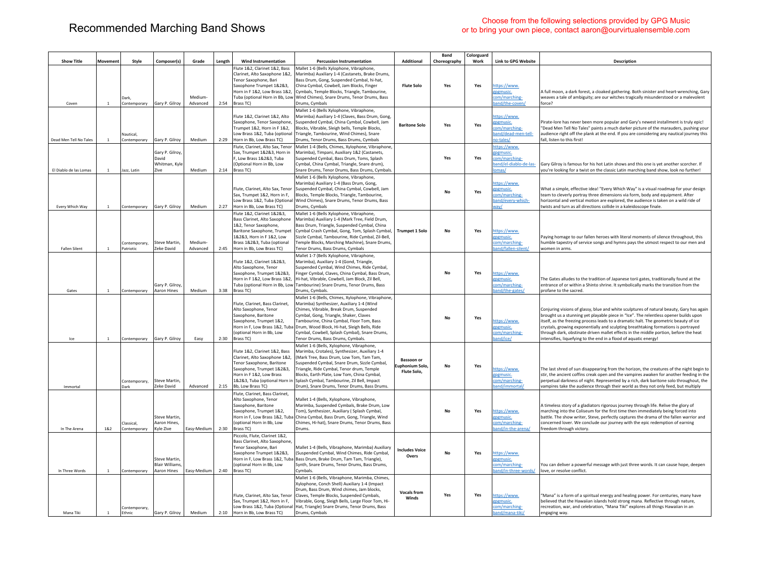# Recommended Marching Band Shows

Choose from the following selections provided by GPG Music or to bring your own piece, contact aaron@ourvirtualensemble.com

| Show Title | Movement | Style | Composer(s) | Grade | Length | Wind Instrumentation | Percussion Instrumentation | Additional | Band Choreography | Colorguard Work | Link to GPG Website | Description |
|---|---|---|---|---|---|---|---|---|---|---|---|---|
| Coven | 1 | Dark, Contemporary | Gary P. Gilroy | Medium-Advanced | 2:54 | Flute 1&2, Clarinet 1&2, Bass Clarinet, Alto Saxophone 1&2, Tenor Saxophone, Bari Saxophone Trumpet 1&2&3, Horn in F 1&2, Low Brass 1&2, Tuba (optional Horn in Bb, Low Brass TC) | Mallet 1-6 (Bells Xylophone, Vibraphone, Marimba) Auxiliary 1-4 (Castanets, Brake Drums, Bass Drum, Gong, Suspended Cymbal, hi-hat, China Cymbal, Cowbell, Jam Blocks, Finger Cymbals, Temple Blocks, Triangle, Tambourine, Wind Chimes), Snare Drums, Tenor Drums, Bass Drums, Cymbals | **Flute Solo** | Yes | Yes | https://www.gpgmusic.com/marching-band/the-coven/ | A full moon, a dark forest, a cloaked gathering. Both sinister and heart-wrenching, Gary weaves a tale of ambiguity; are our witches tragically misunderstood or a malevolent force? |
| Dead Men Tell No Tales | 1 | Nautical, Contemporary | Gary P. Gilroy | Medium | 2:29 | Flute 1&2, Clarinet 1&2, Alto Saxophone, Tenor Saxophone, Trumpet 1&2, Horn in F 1&2, Low Brass 1&2, Tuba (optional Horn in Bb, Low Brass TC) | Mallet 1-6 (Bells Xylophone, Vibraphone, Marimba) Auxiliary 1-4 (Claves, Bass Drum, Gong, Suspended Cymbal, China Cymbal, Cowbell, Jam Blocks, Vibrable, Sleigh bells, Temple Blocks, Triangle, Tambourine, Wind Chimes), Snare Drums, Tenor Drums, Bass Drums, Cymbals | **Baritone Solo** | Yes | Yes | https://www.gpgmusic.com/marching-band/dead-men-tell-no-tales/ | Pirate-lore has never been more popular and Gary's newest installment is truly epic! "Dead Men Tell No Tales" paints a much darker picture of the marauders, pushing your audience right off the plank at the end. If you are considering any nautical journey this fall, listen to this first! |
| El Diablo de las Lomas | 1 | Jazz, Latin | Gary P. Gilroy, David Whitman, Kyle Zive | Medium | 2:14 | Flute, Clarinet, Alto Sax, Tenor Sax, Trumpet 1&2&3, Horn in F, Low Brass 1&2&3, Tuba (Optional Horn in Bb, Low Brass TC) | Mallet 1-4 (Bells, Chimes, Xylophone, Vibraphone, Marimba), Timpani, Auxiliary 1&2 (Castanets, Suspended Cymbal, Bass Drum, Toms, Splash Cymbal, China Cymbal, Triangle, Snare drum), Snare Drums, Tenor Drums, Bass Drums, Cymbals. | | Yes | Yes | https://www.gpgmusic.com/marching-band/el-diablo-de-las-lomas/ | Gary Gilroy is famous for his hot Latin shows and this one is yet another scorcher. If you're looking for a twist on the classic Latin marching band show, look no further! |
| Every Which Way | 1 | Contemporary | Gary P. Gilroy | Medium | 2:27 | Flute, Clarinet, Alto Sax, Tenor Sax, Trumpet 1&2, Horn in F, Low Brass 1&2, Tuba (Optional Horn in Bb, Low Brass TC) | Mallet 1-6 (Bells Xylophone, Vibraphone, Marimba) Auxiliary 1-4 (Bass Drum, Gong, Suspended Cymbal, China Cymbal, Cowbell, Jam Blocks, Temple Blocks, Triangle, Tambourine, Wind Chimes), Snare Drums, Tenor Drums, Bass Drums, Cymbals | | No | Yes | https://www.gpgmusic.com/marching-band/every-which-way/ | What a simple, effective idea! "Every Which Way" is a visual roadmap for your design team to cleverly portray three dimensions via form, body and equipment. After horizontal and vertical motion are explored, the audience is taken on a wild ride of twists and turn as all directions collide in a kaleidoscope finale. |
| Fallen Silent | 1 | Contemporary, Patriotic | Steve Martin, Zeke David | Medium-Advanced | 2:45 | Flute 1&2, Clarinet 1&2&3, Bass Clarinet, Alto Saxophone 1&2, Tenor Saxophone, Baritone Saxophone, Trumpet 1&2&3, Horn in F 1&2, Low Brass 1&2&3, Tuba (optional Horn in Bb, Low Brass TC) | Mallet 1-6 (Bells Xylophone, Vibraphone, Marimba) Auxiliary 1-4 (Mark Tree, Field Drum, Bass Drum, Triangle, Suspended Cymbal, China Cymbal Crash Cymbal, Gong, Tom, Splash Cymbal, Sizzle Cymbal, Tambourine, Ride Cymbal, Zil-Bell, Temple Blocks, Marching Machine), Snare Drums, Tenor Drums, Bass Drums, Cymbals | **Trumpet 1 Solo** | No | Yes | https://www.gpgmusic.com/marching-band/fallen-silent/ | Paying homage to our fallen heroes with literal moments of silence throughout, this humble tapestry of service songs and hymns pays the utmost respect to our men and women in arms. |
| Gates | 1 | Contemporary | Gary P. Gilroy, Aaron Hines | Medium | 3:38 | Flute 1&2, Clarinet 1&2&3, Alto Saxophone, Tenor Saxophone, Trumpet 1&2&3, Horn in F 1&2, Low Brass 1&2, Tuba (optional Horn in Bb, Low Brass TC) | Mallet 1-7 (Bells Xylophone, Vibraphone, Marimba), Auxiliary 1-4 (Gong, Triangle, Suspended Cymbal, Wind Chimes, Ride Cymbal, Finger Cymbal, Claves, China Cymbal, Bass Drum, Hi-hat, Vibrable, Cowbell, Jam Block, Zil Bell, Tambourine) Snare Drums, Tenor Drums, Bass Drums, Cymbals. | | No | Yes | https://www.gpgmusic.com/marching-band/the-gates/ | The Gates alludes to the tradition of Japanese torii gates, traditionally found at the entrance of or within a Shinto shrine. It symbolically marks the transition from the profane to the sacred. |
| Ice | 1 | Contemporary | Gary P. Gilroy | Easy | 2:30 | Flute, Clarinet, Bass Clarinet, Alto Saxophone, Tenor Saxophone, Baritone Saxophone, Trumpet 1&2, Horn in F, Low Brass 1&2, Tuba (optional Horn in Bb, Low Brass TC) | Mallet 1-6 (Bells, Chimes, Xylophone, Vibraphone, Marimba) Synthesizer, Auxiliary 1-4 (Wind Chimes, Vibrable, Break Drum, Suspended Cymbal, Gong, Triangle, Shaker, Claves Tambourine, China Cymbal, Floor Tom, Bass Drum, Wood Block, Hi-hat, Sleigh Bells, Ride Cymbal, Cowbell, Splash Cymbal), Snare Drums, Tenor Drums, Bass Drums, Cymbals. | | No | Yes | https://www.gpgmusic.com/marching-band/ice/ | Conjuring visions of glassy, blue and white sculptures of natural beauty, Gary has again brought us a stunning yet playable piece in "Ice". The relentless opener builds upon itself, as the freezing process leads to a dramatic halt. The geometric beauty of ice crystals, growing exponentially and sculpting breathtaking formations is portrayed through dark, obstinate driven mallet effects in the middle portion, before the heat intensifies, liquefying to the end in a flood of aquatic energy! |
| Immortal | | Contemporary, Dark | Steve Martin, Zeke David | Advanced | 2:15 | Flute 1&2, Clarinet 1&2, Bass Clarinet, Alto Saxophone 1&2, Tenor Saxophone, Baritone Saxophone, Trumpet 1&2&3, Horn in F 1&2, Low Brass 1&2&3, Tuba (optional Horn in Bb, Low Brass TC) | Mallet 1-6 (Bells, Xylophone, Vibraphone, Marimba, Crotales), Synthesizer, Auxiliary 1-4 (Mark Tree, Bass Drum, Low Tom, Tam Tam, Suspended Cymbal, Snare Drum, Sizzle Cymbal, Triangle, Ride Cymbal, Tenor drum, Temple Blocks, Earth Plate, Low Tom, China Cymbal, Splash Cymbal, Tambourine, Zil Bell, Impact Drum), Snare Drums, Tenor Drums, Bass Drums. | **Bassoon or Euphonium Solo, Flute Solo,** | No | Yes | https://www.gpgmusic.com/marching-band/immortal/ | The last shred of sun disappearing from the horizon, the creatures of the night begin to stir, the ancient coffins creak open and the vampires awaken for another feeding in the perpetual darkness of night. Represented by a rich, dark baritone solo throughout, the vampires take the audience through their world as they not only feed, but multiply |
| In The Arena | 1&2 | Classical, Contemporary | Steve Martin, Aaron Hines, Kyle Zive | Easy-Medium | 2:30 | Flute, Clarinet, Bass Clarinet, Alto Saxophone, Tenor Saxophone, Baritone Saxophone, Trumpet 1&2, Horn in F, Low Brass 1&2, Tuba (optional Horn in Bb, Low Brass TC) | Mallet 1-4 (Bells, Xylophone, Vibraphone, Marimba, Suspended Cymbals, Brake Drum, Low Tom), Synthesizer, Auxiliary ( Splash Cymbal, China Cymbal, Bass Drum, Low Tom, Gong, Triangle, Wind Chimes, Hi-hat), Snare Drums, Tenor Drums, Bass Drums. | | No | Yes | https://www.gpgmusic.com/marching-band/in-the-arena/ | A timeless story of a gladiators rigorous journey through life. Relive the glory of marching into the Coliseum for the first time then immediately being forced into battle. The show writer, Steve, perfectly captures the drama of the fallen warrior and concerned lover. We conclude our journey with the epic redemption of earning freedom through victory. |
| In Three Words | 1 | Contemporary | Steve Martin, Blair Williams, Aaron Hines | Easy-Medium | 2:40 | Piccolo, Flute, Clarinet 1&2, Bass Clarinet, Alto Saxophone, Tenor Saxophone, Bari Saxophone Trumpet 1&2&3, Horn in F, Low Brass 1&2, Tuba (optional Horn in Bb, Low Brass TC) | Mallet 1-4 (Bells, Vibraphone, Marimba) Auxiliary (Suspended Cymbal, Wind Chimes, Ride Cymbal, Bass Drum, Brake Drum, Tam Tam, Triangle), Synth, Snare Drums, Tenor Drums, Bass Drums, Cymbals. | **Includes Voice Overs** | No | Yes | https://www.gpgmusic.com/marching-band/in-three-words/ | You can deliver a powerful message with just three words. It can cause hope, deepen love, or resolve conflict. |
| Mana Tiki | 1 | Contemporary, Ethnic | Gary P. Gilroy | Medium | 2:10 | Flute, Clarinet, Alto Sax, Tenor Sax, Trumpet 1&2, Horn in F, Low Brass 1&2, Tuba (Optional Horn in Bb, Low Brass TC) | Mallet 1-6 (Bells, Vibraphone, Marimba, Chimes, Xylophone, Conch Shell) Auxiliary 1-4 (Impact Drum, Bass Drum, Wind chimes, Jam blocks, Claves, Temple Blocks, Suspended Cymbals, Vibrable, Gong, Sleigh Bells, Large Floor Tom, Hi-Hat, Triangle) Snare Drums, Tenor Drums, Bass Drums, Cymbals | **Vocals from Winds** | Yes | Yes | https://www.gpgmusic.com/marching-band/mana-tiki/ | "Mana" is a form of a spiritual energy and healing power. For centuries, many have believed that the Hawaiian islands hold strong mana. Reflective through nature, recreation, war, and celebration, "Mana Tiki" explores all things Hawaiian in an engaging way. |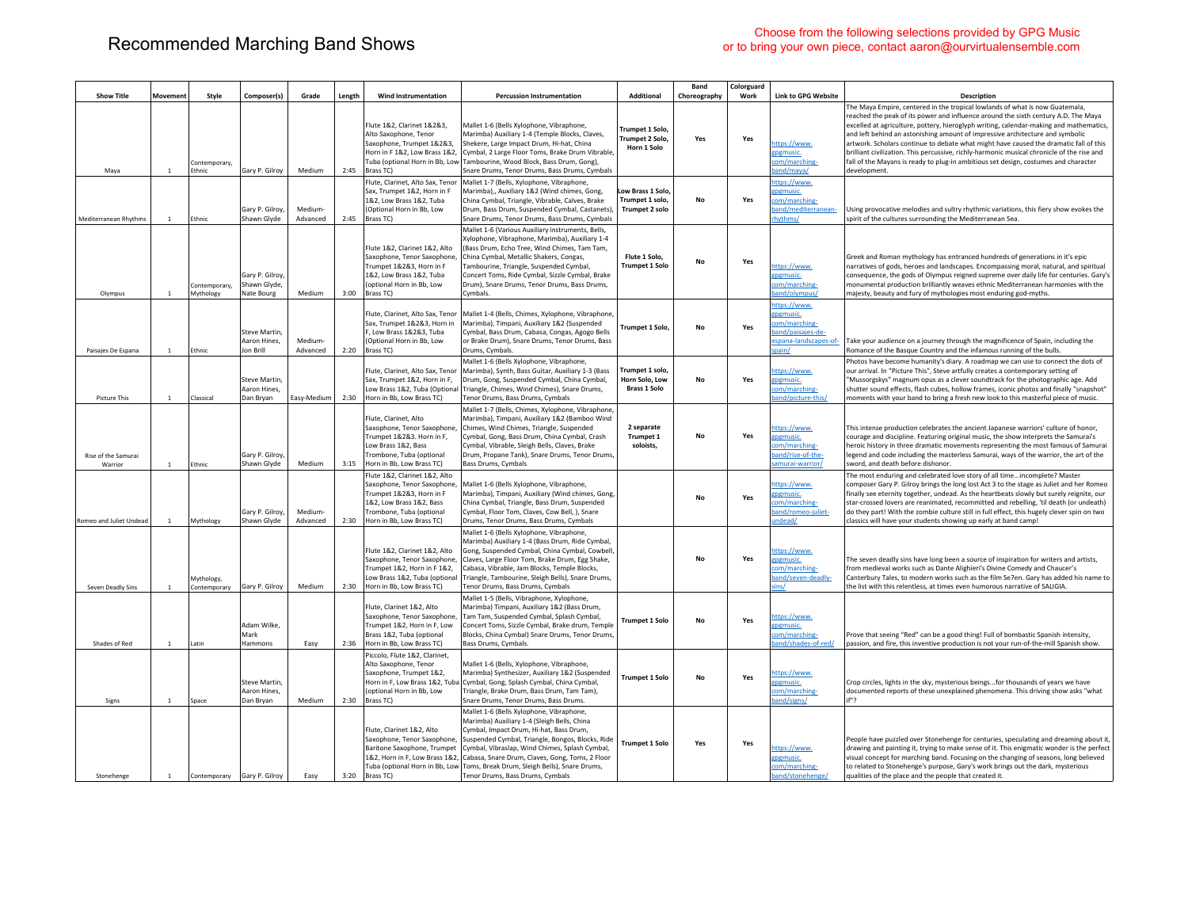# Recommended Marching Band Shows

Choose from the following selections provided by GPG Music or to bring your own piece, contact aaron@ourvirtualensemble.com

| Show Title | Movement | Style | Composer(s) | Grade | Length | Wind Instrumentation | Percussion Instrumentation | Additional | Band Choreography | Colorguard Work | Link to GPG Website | Description |
|---|---|---|---|---|---|---|---|---|---|---|---|---|
| Maya | 1 | Contemporary, Ethnic | Gary P. Gilroy | Medium | 2:45 | Flute 1&2, Clarinet 1&2&3, Alto Saxophone, Tenor Saxophone, Trumpet 1&2&3, Horn in F 1&2, Low Brass 1&2, Tuba (optional Horn in Bb, Low Brass TC) | Mallet 1-6 (Bells Xylophone, Vibraphone, Marimba) Auxiliary 1-4 (Temple Blocks, Claves, Shekere, Large Impact Drum, Hi-hat, China Cymbal, 2 Large Floor Toms, Brake Drum Vibrable, Tambourine, Wood Block, Bass Drum, Gong), Snare Drums, Tenor Drums, Bass Drums, Cymbals | Trumpet 1 Solo, Trumpet 2 Solo, Horn 1 Solo | Yes | Yes | https://www.gpgmusic.com/marching-band/maya/ | The Maya Empire, centered in the tropical lowlands of what is now Guatemala, reached the peak of its power and influence around the sixth century A.D. The Maya excelled at agriculture, pottery, hieroglyph writing, calendar-making and mathematics, and left behind an astonishing amount of impressive architecture and symbolic artwork. Scholars continue to debate what might have caused the dramatic fall of this brilliant civilization. This percussive, richly-harmonic musical chronicle of the rise and fall of the Mayans is ready to plug-in ambitious set design, costumes and character development. |
| Mediterranean Rhythms | 1 | Ethnic | Gary P. Gilroy, Shawn Glyde | Medium-Advanced | 2:45 | Flute, Clarinet, Alto Sax, Tenor Sax, Trumpet 1&2, Horn in F 1&2, Low Brass 1&2, Tuba (Optional Horn in Bb, Low Brass TC) | Mallet 1-7 (Bells, Xylophone, Vibraphone, Marimba),, Auxiliary 1&2 (Wind chimes, Gong, China Cymbal, Triangle, Vibrable, Calves, Brake Drum, Bass Drum, Suspended Cymbal, Castanets), Snare Drums, Tenor Drums, Bass Drums, Cymbals | Low Brass 1 Solo, Trumpet 1 solo, Trumpet 2 solo | No | Yes | https://www.gpgmusic.com/marching-band/mediterranean-rhythms/ | Using provocative melodies and sultry rhythmic variations, this fiery show evokes the spirit of the cultures surrounding the Mediterranean Sea. |
| Olympus | 1 | Contemporary, Mythology | Gary P. Gilroy, Shawn Glyde, Nate Bourg | Medium | 3:00 | Flute 1&2, Clarinet 1&2, Alto Saxophone, Tenor Saxophone, Trumpet 1&2&3, Horn in F 1&2, Low Brass 1&2, Tuba (optional Horn in Bb, Low Brass TC) | Mallet 1-6 (Various Auxiliary instruments, Bells, Xylophone, Vibraphone, Marimba), Auxiliary 1-4 (Bass Drum, Echo Tree, Wind Chimes, Tam Tam, China Cymbal, Metallic Shakers, Congas, Tambourine, Triangle, Suspended Cymbal, Concert Toms, Ride Cymbal, Sizzle Cymbal, Brake Drum), Snare Drums, Tenor Drums, Bass Drums, Cymbals. | Flute 1 Solo, Trumpet 1 Solo | No | Yes | https://www.gpgmusic.com/marching-band/olympus/ | Greek and Roman mythology has entranced hundreds of generations in it's epic narratives of gods, heroes and landscapes. Encompassing moral, natural, and spiritual consequence, the gods of Olympus reigned supreme over daily life for centuries. Gary's monumental production brilliantly weaves ethnic Mediterranean harmonies with the majesty, beauty and fury of mythologies most enduring god-myths. |
| Paisajes De Espana | 1 | Ethnic | Steve Martin, Aaron Hines, Jon Brill | Medium-Advanced | 2:20 | Flute, Clarinet, Alto Sax, Tenor Sax, Trumpet 1&2&3, Horn in F, Low Brass 1&2&3, Tuba (Optional Horn in Bb, Low Brass TC) | Mallet 1-4 (Bells, Chimes, Xylophone, Vibraphone, Marimba), Timpani, Auxiliary 1&2 (Suspended Cymbal, Bass Drum, Cabasa, Congas, Agogo Bells or Brake Drum), Snare Drums, Tenor Drums, Bass Drums, Cymbals. | Trumpet 1 Solo, | No | Yes | https://www.gpgmusic.com/marching-band/paisajes-de-espana-landscapes-of-spain/ | Take your audience on a journey through the magnificence of Spain, including the Romance of the Basque Country and the infamous running of the bulls. |
| Picture This | 1 | Classical | Steve Martin, Aaron Hines, Dan Bryan | Easy-Medium | 2:30 | Flute, Clarinet, Alto Sax, Tenor Sax, Trumpet 1&2, Horn in F, Low Brass 1&2, Tuba (Optional Horn in Bb, Low Brass TC) | Mallet 1-6 (Bells Xylophone, Vibraphone, Marimba), Synth, Bass Guitar, Auxiliary 1-3 (Bass Drum, Gong, Suspended Cymbal, China Cymbal, Triangle, Chimes, Wind Chimes), Snare Drums, Tenor Drums, Bass Drums, Cymbals | Trumpet 1 solo, Horn Solo, Low Brass 1 Solo | No | Yes | https://www.gpgmusic.com/marching-band/picture-this/ | Photos have become humanity's diary. A roadmap we can use to connect the dots of our arrival. In "Picture This", Steve artfully creates a contemporary setting of "Mussorgskys" magnum opus as a clever soundtrack for the photographic age. Add shutter sound effects, flash cubes, hollow frames, iconic photos and finally "snapshot" moments with your band to bring a fresh new look to this masterful piece of music. |
| Rise of the Samurai Warrior | 1 | Ethnic | Gary P. Gilroy, Shawn Glyde | Medium | 3:15 | Flute, Clarinet, Alto Saxophone, Tenor Saxophone, Trumpet 1&2&3. Horn in F, Low Brass 1&2, Bass Trombone, Tuba (optional Horn in Bb, Low Brass TC) | Mallet 1-7 (Bells, Chimes, Xylophone, Vibraphone, Marimba), Timpani, Auxiliary 1&2 (Bamboo Wind Chimes, Wind Chimes, Triangle, Suspended Cymbal, Gong, Bass Drum, China Cymbal, Crash Cymbal, Vibrable, Sleigh Bells, Claves, Brake Drum, Propane Tank), Snare Drums, Tenor Drums, Bass Drums, Cymbals | 2 separate Trumpet 1 soloists, | No | Yes | https://www.gpgmusic.com/marching-band/rise-of-the-samurai-warrior/ | This intense production celebrates the ancient Japanese warriors' culture of honor, courage and discipline. Featuring original music, the show interprets the Samurai's heroic history in three dramatic movements representing the most famous of Samurai legend and code including the masterless Samurai, ways of the warrior, the art of the sword, and death before dishonor. |
| Romeo and Juliet Undead | 1 | Mythology | Gary P. Gilroy, Shawn Glyde | Medium-Advanced | 2:30 | Flute 1&2, Clarinet 1&2, Alto Saxophone, Tenor Saxophone, Trumpet 1&2&3, Horn in F 1&2, Low Brass 1&2, Bass Trombone, Tuba (optional Horn in Bb, Low Brass TC) | Mallet 1-6 (Bells Xylophone, Vibraphone, Marimba), Timpani, Auxiliary (Wind chimes, Gong, China Cymbal, Triangle, Bass Drum, Suspended Cymbal, Floor Tom, Claves, Cow Bell, ), Snare Drums, Tenor Drums, Bass Drums, Cymbals | | No | Yes | https://www.gpgmusic.com/marching-band/romeo-juliet-undead/ | The most enduring and celebrated love story of all time...incomplete? Master composer Gary P. Gilroy brings the long lost Act 3 to the stage as Juliet and her Romeo finally see eternity together, undead. As the heartbeats slowly but surely reignite, our star-crossed lovers are reanimated, recommitted and rebelling, 'til death (or undeath) do they part! With the zombie culture still in full effect, this hugely clever spin on two classics will have your students showing up early at band camp! |
| Seven Deadly Sins | 1 | Mythology, Contemporary | Gary P. Gilroy | Medium | 2:30 | Flute 1&2, Clarinet 1&2, Alto Saxophone, Tenor Saxophone, Trumpet 1&2, Horn in F 1&2, Low Brass 1&2, Tuba (optional Horn in Bb, Low Brass TC) | Mallet 1-6 (Bells Xylophone, Vibraphone, Marimba) Auxiliary 1-4 (Bass Drum, Ride Cymbal, Gong, Suspended Cymbal, China Cymbal, Cowbell, Claves, Large Floor Tom, Brake Drum, Egg Shake, Cabasa, Vibrable, Jam Blocks, Temple Blocks, Triangle, Tambourine, Sleigh Bells), Snare Drums, Tenor Drums, Bass Drums, Cymbals | | No | Yes | https://www.gpgmusic.com/marching-band/seven-deadly-sins/ | The seven deadly sins have long been a source of inspiration for writers and artists, from medieval works such as Dante Alighieri's Divine Comedy and Chaucer's Canterbury Tales, to modern works such as the film Se7en. Gary has added his name to the list with this relentless, at times even humorous narrative of SALIGIA. |
| Shades of Red | 1 | Latin | Adam Wilke, Mark Hammons | Easy | 2:36 | Flute, Clarinet 1&2, Alto Saxophone, Tenor Saxophone, Trumpet 1&2, Horn in F, Low Brass 1&2, Tuba (optional Horn in Bb, Low Brass TC) | Mallet 1-5 (Bells, Vibraphone, Xylophone, Marimba) Timpani, Auxiliary 1&2 (Bass Drum, Tam Tam, Suspended Cymbal, Splash Cymbal, Concert Toms, Sizzle Cymbal, Brake drum, Temple Blocks, China Cymbal) Snare Drums, Tenor Drums, Bass Drums, Cymbals. | Trumpet 1 Solo | No | Yes | https://www.gpgmusic.com/marching-band/shades-of-red/ | Prove that seeing "Red" can be a good thing! Full of bombastic Spanish intensity, passion, and fire, this inventive production is not your run-of-the-mill Spanish show. |
| Signs | 1 | Space | Steve Martin, Aaron Hines, Dan Bryan | Medium | 2:30 | Piccolo, Flute 1&2, Clarinet, Alto Saxophone, Tenor Saxophone, Trumpet 1&2, Horn in F, Low Brass 1&2, Tuba (optional Horn in Bb, Low Brass TC) | Mallet 1-6 (Bells, Xylophone, Vibraphone, Marimba) Synthesizer, Auxiliary 1&2 (Suspended Cymbal, Gong, Splash Cymbal, China Cymbal, Triangle, Brake Drum, Bass Drum, Tam Tam), Snare Drums, Tenor Drums, Bass Drums. | Trumpet 1 Solo | No | Yes | https://www.gpgmusic.com/marching-band/signs/ | Crop circles, lights in the sky, mysterious beings...for thousands of years we have documented reports of these unexplained phenomena. This driving show asks "what if"? |
| Stonehenge | 1 | Contemporary | Gary P. Gilroy | Easy | 3:20 | Flute, Clarinet 1&2, Alto Saxophone, Tenor Saxophone, Baritone Saxophone, Trumpet 1&2, Horn in F, Low Brass 1&2, Tuba (optional Horn in Bb, Low Brass TC) | Mallet 1-6 (Bells Xylophone, Vibraphone, Marimba) Auxiliary 1-4 (Sleigh Bells, China Cymbal, Impact Drum, Hi-hat, Bass Drum, Suspended Cymbal, Triangle, Bongos, Blocks, Ride Cymbal, Vibraslap, Wind Chimes, Splash Cymbal, Cabasa, Snare Drum, Claves, Gong, Toms, 2 Floor Toms, Break Drum, Sleigh Bells), Snare Drums, Tenor Drums, Bass Drums, Cymbals | Trumpet 1 Solo | Yes | Yes | https://www.gpgmusic.com/marching-band/stonehenge/ | People have puzzled over Stonehenge for centuries, speculating and dreaming about it, drawing and painting it, trying to make sense of it. This enigmatic wonder is the perfect visual concept for marching band. Focusing on the changing of seasons, long believed to related to Stonehenge's purpose, Gary's work brings out the dark, mysterious qualities of the place and the people that created it. |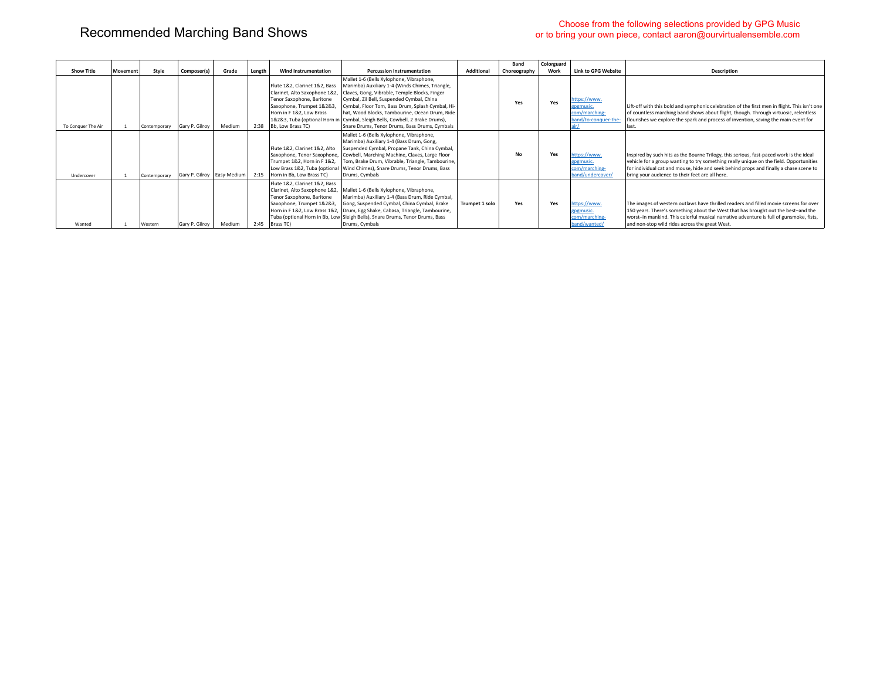# Recommended Marching Band Shows

Choose from the following selections provided by GPG Music
or to bring your own piece, contact aaron@ourvirtualensemble.com

| Show Title | Movement | Style | Composer(s) | Grade | Length | Wind Instrumentation | Percussion Instrumentation | Additional | Band Choreography | Colorguard Work | Link to GPG Website | Description |
|---|---|---|---|---|---|---|---|---|---|---|---|---|
| To Conquer The Air | 1 | Contemporary | Gary P. Gilroy | Medium | 2:38 | Flute 1&2, Clarinet 1&2, Bass Clarinet, Alto Saxophone 1&2, Tenor Saxophone, Baritone Saxophone, Trumpet 1&2&3, Horn in F 1&2, Low Brass 1&2&3, Tuba (optional Horn in Bb, Low Brass TC) | Mallet 1-6 (Bells Xylophone, Vibraphone, Marimba) Auxiliary 1-4 (Winds Chimes, Triangle, Claves, Gong, Vibrable, Temple Blocks, Finger Cymbal, Zil Bell, Suspended Cymbal, China Cymbal, Floor Tom, Bass Drum, Splash Cymbal, Hi-hat, Wood Blocks, Tambourine, Ocean Drum, Ride Cymbal, Sleigh Bells, Cowbell, 2 Brake Drums), Snare Drums, Tenor Drums, Bass Drums, Cymbals | | Yes | Yes | https://www.gpgmusic.com/marching-band/to-conquer-the-air/ | Lift-off with this bold and symphonic celebration of the first men in flight. This isn't one of countless marching band shows about flight, though. Through virtuosic, relentless flourishes we explore the spark and process of invention, saving the main event for last. |
| Undercover | 1 | Contemporary | Gary P. Gilroy | Easy-Medium | 2:15 | Flute 1&2, Clarinet 1&2, Alto Saxophone, Tenor Saxophone, Trumpet 1&2, Horn in F 1&2, Low Brass 1&2, Tuba (optional Horn in Bb, Low Brass TC) | Mallet 1-6 (Bells Xylophone, Vibraphone, Marimba) Auxiliary 1-4 (Bass Drum, Gong, Suspended Cymbal, Propane Tank, China Cymbal, Cowbell, Marching Machine, Claves, Large Floor Tom, Brake Drum, Vibrable, Triangle, Tambourine, Wind Chimes), Snare Drums, Tenor Drums, Bass Drums, Cymbals | | No | Yes | https://www.gpgmusic.com/marching-band/undercover/ | Inspired by such hits as the Bourne Trilogy, this serious, fast-paced work is the ideal vehicle for a group wanting to try something really unique on the field. Opportunities for individual cat and mouse, hide and seek behind props and finally a chase scene to bring your audience to their feet are all here. |
| Wanted | 1 | Western | Gary P. Gilroy | Medium | 2:45 | Flute 1&2, Clarinet 1&2, Bass Clarinet, Alto Saxophone 1&2, Tenor Saxophone, Baritone Saxophone, Trumpet 1&2&3, Horn in F 1&2, Low Brass 1&2, Tuba (optional Horn in Bb, Low Brass TC) | Mallet 1-6 (Bells Xylophone, Vibraphone, Marimba) Auxiliary 1-4 (Bass Drum, Ride Cymbal, Gong, Suspended Cymbal, China Cymbal, Brake Drum, Egg Shake, Cabasa, Triangle, Tambourine, Sleigh Bells), Snare Drums, Tenor Drums, Bass Drums, Cymbals | Trumpet 1 solo | Yes | Yes | https://www.gpgmusic.com/marching-band/wanted/ | The images of western outlaws have thrilled readers and filled movie screens for over 150 years. There's something about the West that has brought out the best–and the worst–in mankind. This colorful musical narrative adventure is full of gunsmoke, fists, and non-stop wild rides across the great West. |